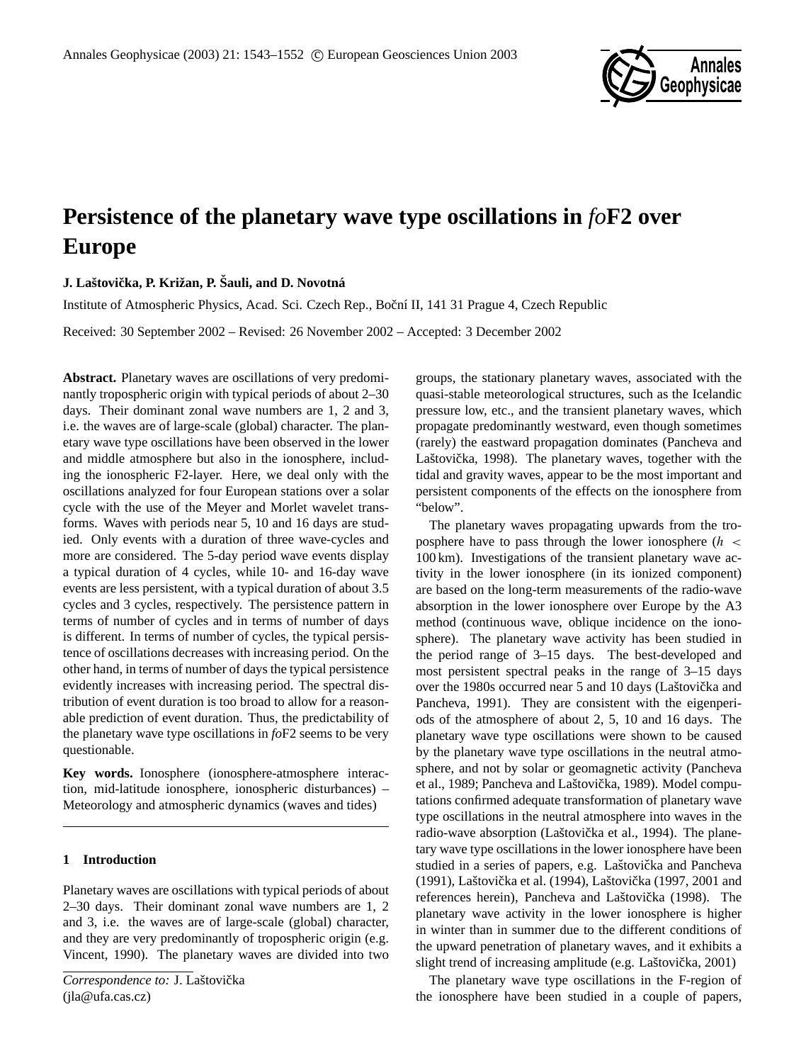# Persistence of the planetary wave type oscillations in *fo*F2 over Europe

**J. Laštovička, P. Křižan, P. Šauli, and D. Novotná**

Institute of Atmospheric Physics, Acad. Sci. Czech Rep., Boční II, 141 31 Prague 4, Czech Republic

Received: 30 September 2002 – Revised: 26 November 2002 – Accepted: 3 December 2002

**Abstract.** Planetary waves are oscillations of very predominantly tropospheric origin with typical periods of about 2–30 days. Their dominant zonal wave numbers are 1, 2 and 3, i.e. the waves are of large-scale (global) character. The planetary wave type oscillations have been observed in the lower and middle atmosphere but also in the ionosphere, including the ionospheric F2-layer. Here, we deal only with the oscillations analyzed for four European stations over a solar cycle with the use of the Meyer and Morlet wavelet transforms. Waves with periods near 5, 10 and 16 days are studied. Only events with a duration of three wave-cycles and more are considered. The 5-day period wave events display a typical duration of 4 cycles, while 10- and 16-day wave events are less persistent, with a typical duration of about 3.5 cycles and 3 cycles, respectively. The persistence pattern in terms of number of cycles and in terms of number of days is different. In terms of number of cycles, the typical persistence of oscillations decreases with increasing period. On the other hand, in terms of number of days the typical persistence evidently increases with increasing period. The spectral distribution of event duration is too broad to allow for a reasonable prediction of event duration. Thus, the predictability of the planetary wave type oscillations in *fo*F2 seems to be very questionable.

**Key words.** Ionosphere (ionosphere-atmosphere interaction, mid-latitude ionosphere, ionospheric disturbances) – Meteorology and atmospheric dynamics (waves and tides)

## 1 Introduction

Planetary waves are oscillations with typical periods of about 2–30 days. Their dominant zonal wave numbers are 1, 2 and 3, i.e. the waves are of large-scale (global) character, and they are very predominantly of tropospheric origin (e.g. Vincent, 1990). The planetary waves are divided into two groups, the stationary planetary waves, associated with the quasi-stable meteorological structures, such as the Icelandic pressure low, etc., and the transient planetary waves, which propagate predominantly westward, even though sometimes (rarely) the eastward propagation dominates (Pancheva and Laštovička, 1998). The planetary waves, together with the tidal and gravity waves, appear to be the most important and persistent components of the effects on the ionosphere from "below".

The planetary waves propagating upwards from the troposphere have to pass through the lower ionosphere ($h < 100$ km). Investigations of the transient planetary wave activity in the lower ionosphere (in its ionized component) are based on the long-term measurements of the radio-wave absorption in the lower ionosphere over Europe by the A3 method (continuous wave, oblique incidence on the ionosphere). The planetary wave activity has been studied in the period range of 3–15 days. The best-developed and most persistent spectral peaks in the range of 3–15 days over the 1980s occurred near 5 and 10 days (Laštovička and Pancheva, 1991). They are consistent with the eigenperiods of the atmosphere of about 2, 5, 10 and 16 days. The planetary wave type oscillations were shown to be caused by the planetary wave type oscillations in the neutral atmosphere, and not by solar or geomagnetic activity (Pancheva et al., 1989; Pancheva and Laštovička, 1989). Model computations confirmed adequate transformation of planetary wave type oscillations in the neutral atmosphere into waves in the radio-wave absorption (Laštovička et al., 1994). The planetary wave type oscillations in the lower ionosphere have been studied in a series of papers, e.g. Laštovička and Pancheva (1991), Laštovička et al. (1994), Laštovička (1997, 2001 and references herein), Pancheva and Laštovička (1998). The planetary wave activity in the lower ionosphere is higher in winter than in summer due to the different conditions of the upward penetration of planetary waves, and it exhibits a slight trend of increasing amplitude (e.g. Laštovička, 2001)

The planetary wave type oscillations in the F-region of the ionosphere have been studied in a couple of papers,

*Correspondence to:* J. Laštovička (jla@ufa.cas.cz)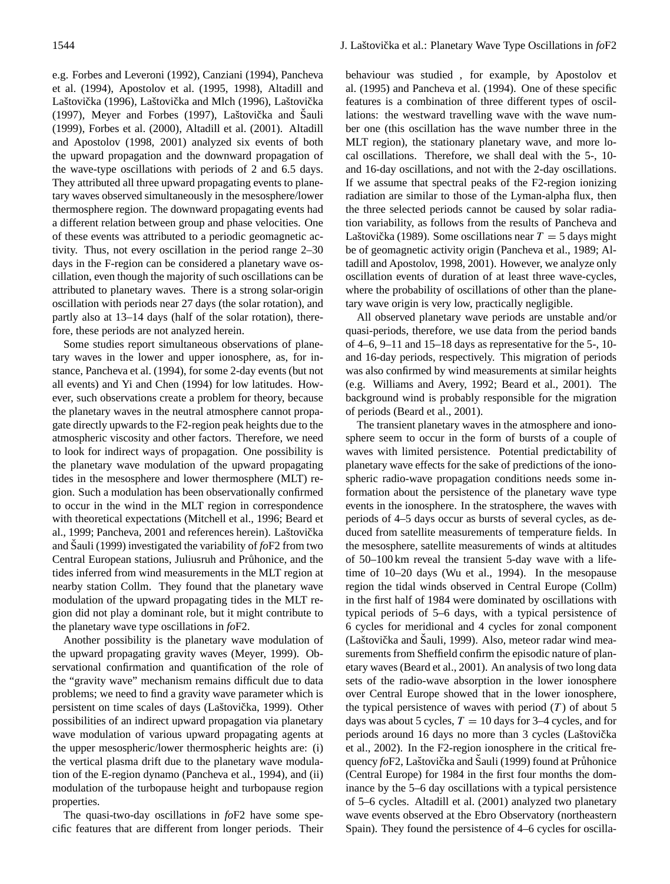e.g. Forbes and Leveroni (1992), Canziani (1994), Pancheva et al. (1994), Apostolov et al. (1995, 1998), Altadill and Laštovička (1996), Laštovička and Mlch (1996), Laštovička (1997), Meyer and Forbes (1997), Laštovička and Šauli (1999), Forbes et al. (2000), Altadill et al. (2001). Altadill and Apostolov (1998, 2001) analyzed six events of both the upward propagation and the downward propagation of the wave-type oscillations with periods of 2 and 6.5 days. They attributed all three upward propagating events to planetary waves observed simultaneously in the mesosphere/lower thermosphere region. The downward propagating events had a different relation between group and phase velocities. One of these events was attributed to a periodic geomagnetic activity. Thus, not every oscillation in the period range 2–30 days in the F-region can be considered a planetary wave oscillation, even though the majority of such oscillations can be attributed to planetary waves. There is a strong solar-origin oscillation with periods near 27 days (the solar rotation), and partly also at 13–14 days (half of the solar rotation), therefore, these periods are not analyzed herein.

Some studies report simultaneous observations of planetary waves in the lower and upper ionosphere, as, for instance, Pancheva et al. (1994), for some 2-day events (but not all events) and Yi and Chen (1994) for low latitudes. However, such observations create a problem for theory, because the planetary waves in the neutral atmosphere cannot propagate directly upwards to the F2-region peak heights due to the atmospheric viscosity and other factors. Therefore, we need to look for indirect ways of propagation. One possibility is the planetary wave modulation of the upward propagating tides in the mesosphere and lower thermosphere (MLT) region. Such a modulation has been observationally confirmed to occur in the wind in the MLT region in correspondence with theoretical expectations (Mitchell et al., 1996; Beard et al., 1999; Pancheva, 2001 and references herein). Laštovička and Šauli (1999) investigated the variability of *fo*F2 from two Central European stations, Juliusruh and Průhonice, and the tides inferred from wind measurements in the MLT region at nearby station Collm. They found that the planetary wave modulation of the upward propagating tides in the MLT region did not play a dominant role, but it might contribute to the planetary wave type oscillations in *fo*F2.

Another possibility is the planetary wave modulation of the upward propagating gravity waves (Meyer, 1999). Observational confirmation and quantification of the role of the "gravity wave" mechanism remains difficult due to data problems; we need to find a gravity wave parameter which is persistent on time scales of days (Laštovička, 1999). Other possibilities of an indirect upward propagation via planetary wave modulation of various upward propagating agents at the upper mesospheric/lower thermospheric heights are: (i) the vertical plasma drift due to the planetary wave modulation of the E-region dynamo (Pancheva et al., 1994), and (ii) modulation of the turbopause height and turbopause region properties.

The quasi-two-day oscillations in *fo*F2 have some specific features that are different from longer periods. Their behaviour was studied , for example, by Apostolov et al. (1995) and Pancheva et al. (1994). One of these specific features is a combination of three different types of oscillations: the westward travelling wave with the wave number one (this oscillation has the wave number three in the MLT region), the stationary planetary wave, and more local oscillations. Therefore, we shall deal with the 5-, 10- and 16-day oscillations, and not with the 2-day oscillations. If we assume that spectral peaks of the F2-region ionizing radiation are similar to those of the Lyman-alpha flux, then the three selected periods cannot be caused by solar radiation variability, as follows from the results of Pancheva and Laštovička (1989). Some oscillations near $T = 5$ days might be of geomagnetic activity origin (Pancheva et al., 1989; Altadill and Apostolov, 1998, 2001). However, we analyze only oscillation events of duration of at least three wave-cycles, where the probability of oscillations of other than the planetary wave origin is very low, practically negligible.

All observed planetary wave periods are unstable and/or quasi-periods, therefore, we use data from the period bands of 4–6, 9–11 and 15–18 days as representative for the 5-, 10- and 16-day periods, respectively. This migration of periods was also confirmed by wind measurements at similar heights (e.g. Williams and Avery, 1992; Beard et al., 2001). The background wind is probably responsible for the migration of periods (Beard et al., 2001).

The transient planetary waves in the atmosphere and ionosphere seem to occur in the form of bursts of a couple of waves with limited persistence. Potential predictability of planetary wave effects for the sake of predictions of the ionospheric radio-wave propagation conditions needs some information about the persistence of the planetary wave type events in the ionosphere. In the stratosphere, the waves with periods of 4–5 days occur as bursts of several cycles, as deduced from satellite measurements of temperature fields. In the mesosphere, satellite measurements of winds at altitudes of 50–100 km reveal the transient 5-day wave with a lifetime of 10–20 days (Wu et al., 1994). In the mesopause region the tidal winds observed in Central Europe (Collm) in the first half of 1984 were dominated by oscillations with typical periods of 5–6 days, with a typical persistence of 6 cycles for meridional and 4 cycles for zonal component (Laštovička and Šauli, 1999). Also, meteor radar wind measurements from Sheffield confirm the episodic nature of planetary waves (Beard et al., 2001). An analysis of two long data sets of the radio-wave absorption in the lower ionosphere over Central Europe showed that in the lower ionosphere, the typical persistence of waves with period ($T$) of about 5 days was about 5 cycles, $T = 10$ days for 3–4 cycles, and for periods around 16 days no more than 3 cycles (Laštovička et al., 2002). In the F2-region ionosphere in the critical frequency *fo*F2, Laštovička and Šauli (1999) found at Průhonice (Central Europe) for 1984 in the first four months the dominance by the 5–6 day oscillations with a typical persistence of 5–6 cycles. Altadill et al. (2001) analyzed two planetary wave events observed at the Ebro Observatory (northeastern Spain). They found the persistence of 4–6 cycles for oscilla-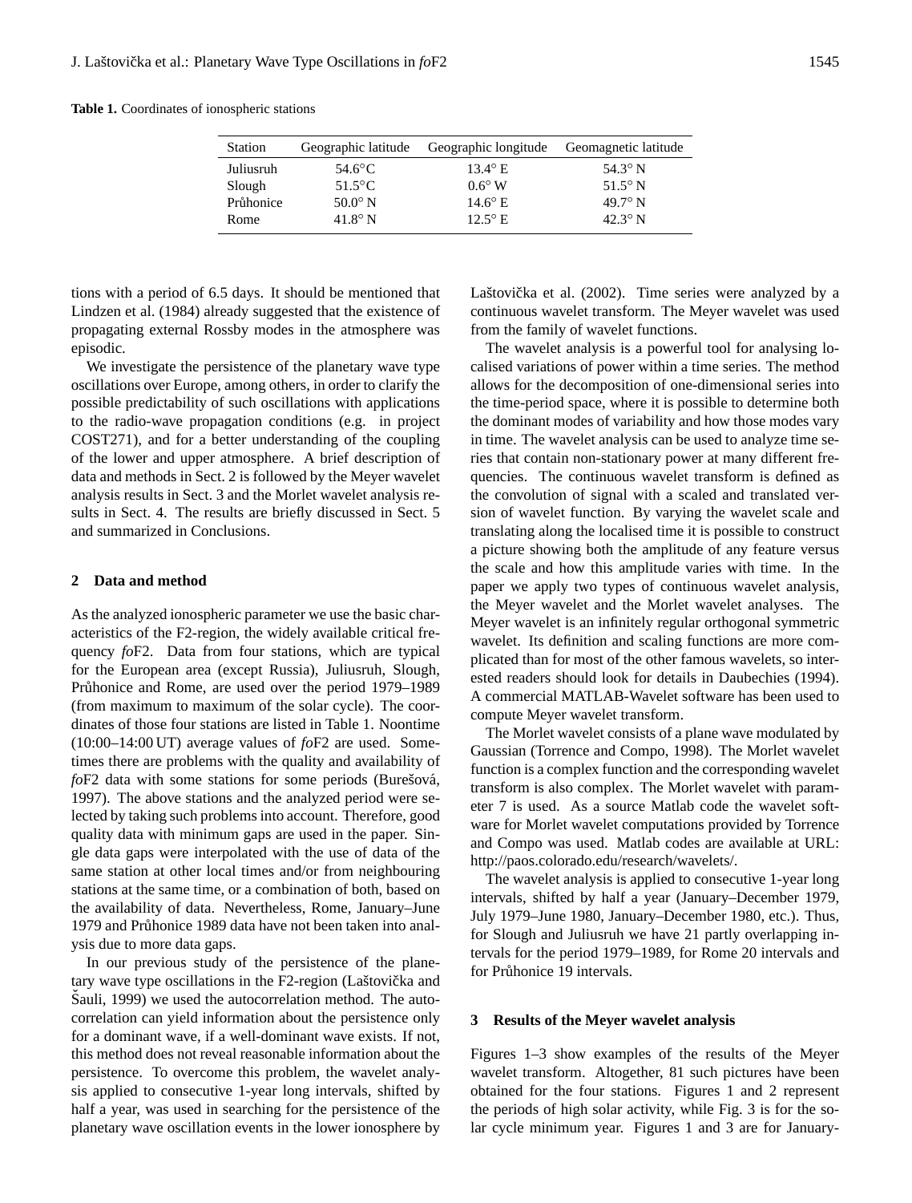**Table 1.** Coordinates of ionospheric stations

| Station | Geographic latitude | Geographic longitude | Geomagnetic latitude |
|---|---|---|---|
| Juliusruh | 54.6°C | 13.4° E | 54.3° N |
| Slough | 51.5°C | 0.6° W | 51.5° N |
| Průhonice | 50.0° N | 14.6° E | 49.7° N |
| Rome | 41.8° N | 12.5° E | 42.3° N |

tions with a period of 6.5 days. It should be mentioned that Lindzen et al. (1984) already suggested that the existence of propagating external Rossby modes in the atmosphere was episodic.

We investigate the persistence of the planetary wave type oscillations over Europe, among others, in order to clarify the possible predictability of such oscillations with applications to the radio-wave propagation conditions (e.g. in project COST271), and for a better understanding of the coupling of the lower and upper atmosphere. A brief description of data and methods in Sect. 2 is followed by the Meyer wavelet analysis results in Sect. 3 and the Morlet wavelet analysis results in Sect. 4. The results are briefly discussed in Sect. 5 and summarized in Conclusions.

## 2 Data and method

As the analyzed ionospheric parameter we use the basic characteristics of the F2-region, the widely available critical frequency *fo*F2. Data from four stations, which are typical for the European area (except Russia), Juliusruh, Slough, Průhonice and Rome, are used over the period 1979–1989 (from maximum to maximum of the solar cycle). The coordinates of those four stations are listed in Table 1. Noontime (10:00–14:00 UT) average values of *fo*F2 are used. Sometimes there are problems with the quality and availability of *fo*F2 data with some stations for some periods (Burešová, 1997). The above stations and the analyzed period were selected by taking such problems into account. Therefore, good quality data with minimum gaps are used in the paper. Single data gaps were interpolated with the use of data of the same station at other local times and/or from neighbouring stations at the same time, or a combination of both, based on the availability of data. Nevertheless, Rome, January–June 1979 and Průhonice 1989 data have not been taken into analysis due to more data gaps.

In our previous study of the persistence of the planetary wave type oscillations in the F2-region (Laštovička and Šauli, 1999) we used the autocorrelation method. The autocorrelation can yield information about the persistence only for a dominant wave, if a well-dominant wave exists. If not, this method does not reveal reasonable information about the persistence. To overcome this problem, the wavelet analysis applied to consecutive 1-year long intervals, shifted by half a year, was used in searching for the persistence of the planetary wave oscillation events in the lower ionosphere by Laštovička et al. (2002). Time series were analyzed by a continuous wavelet transform. The Meyer wavelet was used from the family of wavelet functions.

The wavelet analysis is a powerful tool for analysing localised variations of power within a time series. The method allows for the decomposition of one-dimensional series into the time-period space, where it is possible to determine both the dominant modes of variability and how those modes vary in time. The wavelet analysis can be used to analyze time series that contain non-stationary power at many different frequencies. The continuous wavelet transform is defined as the convolution of signal with a scaled and translated version of wavelet function. By varying the wavelet scale and translating along the localised time it is possible to construct a picture showing both the amplitude of any feature versus the scale and how this amplitude varies with time. In the paper we apply two types of continuous wavelet analysis, the Meyer wavelet and the Morlet wavelet analyses. The Meyer wavelet is an infinitely regular orthogonal symmetric wavelet. Its definition and scaling functions are more complicated than for most of the other famous wavelets, so interested readers should look for details in Daubechies (1994). A commercial MATLAB-Wavelet software has been used to compute Meyer wavelet transform.

The Morlet wavelet consists of a plane wave modulated by Gaussian (Torrence and Compo, 1998). The Morlet wavelet function is a complex function and the corresponding wavelet transform is also complex. The Morlet wavelet with parameter 7 is used. As a source Matlab code the wavelet software for Morlet wavelet computations provided by Torrence and Compo was used. Matlab codes are available at URL: http://paos.colorado.edu/research/wavelets/.

The wavelet analysis is applied to consecutive 1-year long intervals, shifted by half a year (January–December 1979, July 1979–June 1980, January–December 1980, etc.). Thus, for Slough and Juliusruh we have 21 partly overlapping intervals for the period 1979–1989, for Rome 20 intervals and for Průhonice 19 intervals.

## 3 Results of the Meyer wavelet analysis

Figures 1–3 show examples of the results of the Meyer wavelet transform. Altogether, 81 such pictures have been obtained for the four stations. Figures 1 and 2 represent the periods of high solar activity, while Fig. 3 is for the solar cycle minimum year. Figures 1 and 3 are for January-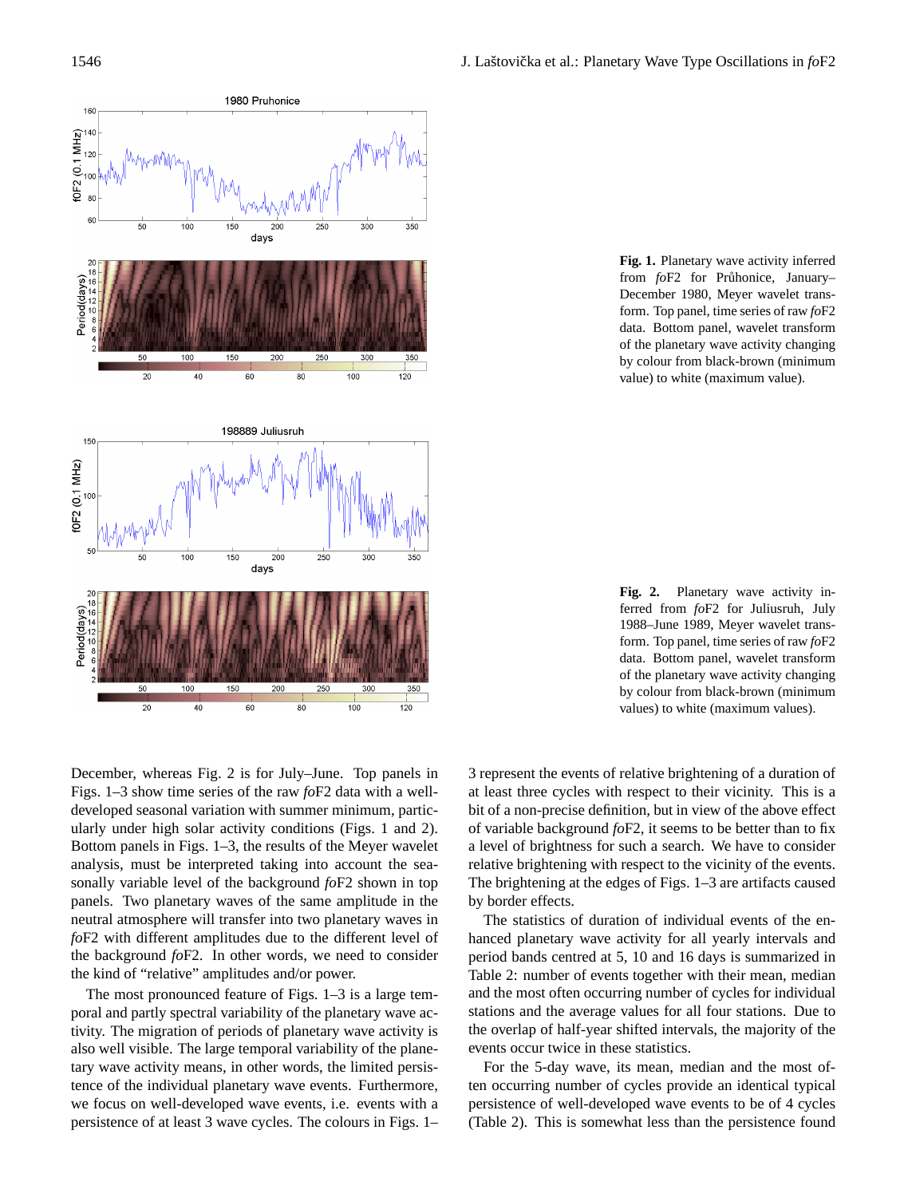**Fig. 1.** Planetary wave activity inferred from *fo*F2 for Průhonice, January–December 1980, Meyer wavelet transform. Top panel, time series of raw *fo*F2 data. Bottom panel, wavelet transform of the planetary wave activity changing by colour from black-brown (minimum value) to white (maximum value).

**Fig. 2.** Planetary wave activity inferred from *fo*F2 for Juliusruh, July 1988–June 1989, Meyer wavelet transform. Top panel, time series of raw *fo*F2 data. Bottom panel, wavelet transform of the planetary wave activity changing by colour from black-brown (minimum values) to white (maximum values).

December, whereas Fig. 2 is for July–June. Top panels in Figs. 1–3 show time series of the raw *fo*F2 data with a well-developed seasonal variation with summer minimum, particularly under high solar activity conditions (Figs. 1 and 2). Bottom panels in Figs. 1–3, the results of the Meyer wavelet analysis, must be interpreted taking into account the seasonally variable level of the background *fo*F2 shown in top panels. Two planetary waves of the same amplitude in the neutral atmosphere will transfer into two planetary waves in *fo*F2 with different amplitudes due to the different level of the background *fo*F2. In other words, we need to consider the kind of "relative" amplitudes and/or power.

The most pronounced feature of Figs. 1–3 is a large temporal and partly spectral variability of the planetary wave activity. The migration of periods of planetary wave activity is also well visible. The large temporal variability of the planetary wave activity means, in other words, the limited persistence of the individual planetary wave events. Furthermore, we focus on well-developed wave events, i.e. events with a persistence of at least 3 wave cycles. The colours in Figs. 1–3 represent the events of relative brightening of a duration of at least three cycles with respect to their vicinity. This is a bit of a non-precise definition, but in view of the above effect of variable background *fo*F2, it seems to be better than to fix a level of brightness for such a search. We have to consider relative brightening with respect to the vicinity of the events. The brightening at the edges of Figs. 1–3 are artifacts caused by border effects.

The statistics of duration of individual events of the enhanced planetary wave activity for all yearly intervals and period bands centred at 5, 10 and 16 days is summarized in Table 2: number of events together with their mean, median and the most often occurring number of cycles for individual stations and the average values for all four stations. Due to the overlap of half-year shifted intervals, the majority of the events occur twice in these statistics.

For the 5-day wave, its mean, median and the most often occurring number of cycles provide an identical typical persistence of well-developed wave events to be of 4 cycles (Table 2). This is somewhat less than the persistence found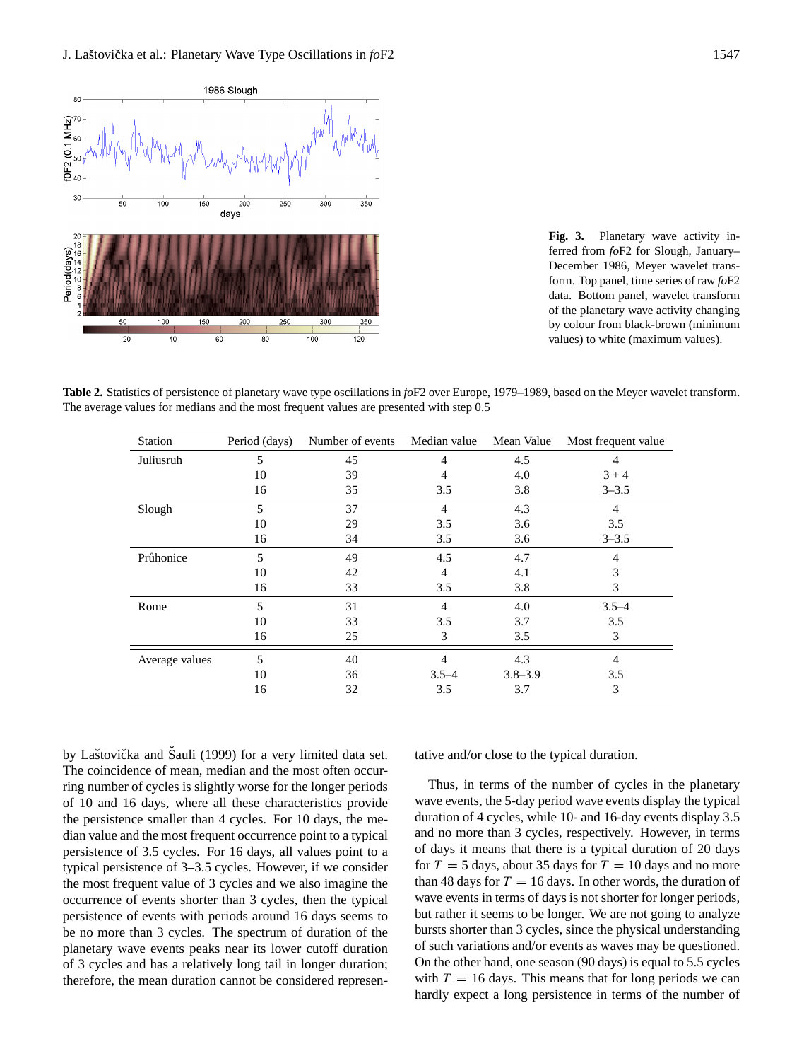**Fig. 3.** Planetary wave activity inferred from *fo*F2 for Slough, January–December 1986, Meyer wavelet transform. Top panel, time series of raw *fo*F2 data. Bottom panel, wavelet transform of the planetary wave activity changing by colour from black-brown (minimum values) to white (maximum values).

**Table 2.** Statistics of persistence of planetary wave type oscillations in *fo*F2 over Europe, 1979–1989, based on the Meyer wavelet transform. The average values for medians and the most frequent values are presented with step 0.5

| Station | Period (days) | Number of events | Median value | Mean Value | Most frequent value |
|---|---|---|---|---|---|
| Juliusruh | 5 | 45 | 4 | 4.5 | 4 |
| | 10 | 39 | 4 | 4.0 | 3 + 4 |
| | 16 | 35 | 3.5 | 3.8 | 3–3.5 |
| Slough | 5 | 37 | 4 | 4.3 | 4 |
| | 10 | 29 | 3.5 | 3.6 | 3.5 |
| | 16 | 34 | 3.5 | 3.6 | 3–3.5 |
| Průhonice | 5 | 49 | 4.5 | 4.7 | 4 |
| | 10 | 42 | 4 | 4.1 | 3 |
| | 16 | 33 | 3.5 | 3.8 | 3 |
| Rome | 5 | 31 | 4 | 4.0 | 3.5–4 |
| | 10 | 33 | 3.5 | 3.7 | 3.5 |
| | 16 | 25 | 3 | 3.5 | 3 |
| Average values | 5 | 40 | 4 | 4.3 | 4 |
| | 10 | 36 | 3.5–4 | 3.8–3.9 | 3.5 |
| | 16 | 32 | 3.5 | 3.7 | 3 |

by Laštovička and Šauli (1999) for a very limited data set. The coincidence of mean, median and the most often occurring number of cycles is slightly worse for the longer periods of 10 and 16 days, where all these characteristics provide the persistence smaller than 4 cycles. For 10 days, the median value and the most frequent occurrence point to a typical persistence of 3.5 cycles. For 16 days, all values point to a typical persistence of 3–3.5 cycles. However, if we consider the most frequent value of 3 cycles and we also imagine the occurrence of events shorter than 3 cycles, then the typical persistence of events with periods around 16 days seems to be no more than 3 cycles. The spectrum of duration of the planetary wave events peaks near its lower cutoff duration of 3 cycles and has a relatively long tail in longer duration; therefore, the mean duration cannot be considered representative and/or close to the typical duration.

Thus, in terms of the number of cycles in the planetary wave events, the 5-day period wave events display the typical duration of 4 cycles, while 10- and 16-day events display 3.5 and no more than 3 cycles, respectively. However, in terms of days it means that there is a typical duration of 20 days for $T = 5$ days, about 35 days for $T = 10$ days and no more than 48 days for $T = 16$ days. In other words, the duration of wave events in terms of days is not shorter for longer periods, but rather it seems to be longer. We are not going to analyze bursts shorter than 3 cycles, since the physical understanding of such variations and/or events as waves may be questioned. On the other hand, one season (90 days) is equal to 5.5 cycles with $T = 16$ days. This means that for long periods we can hardly expect a long persistence in terms of the number of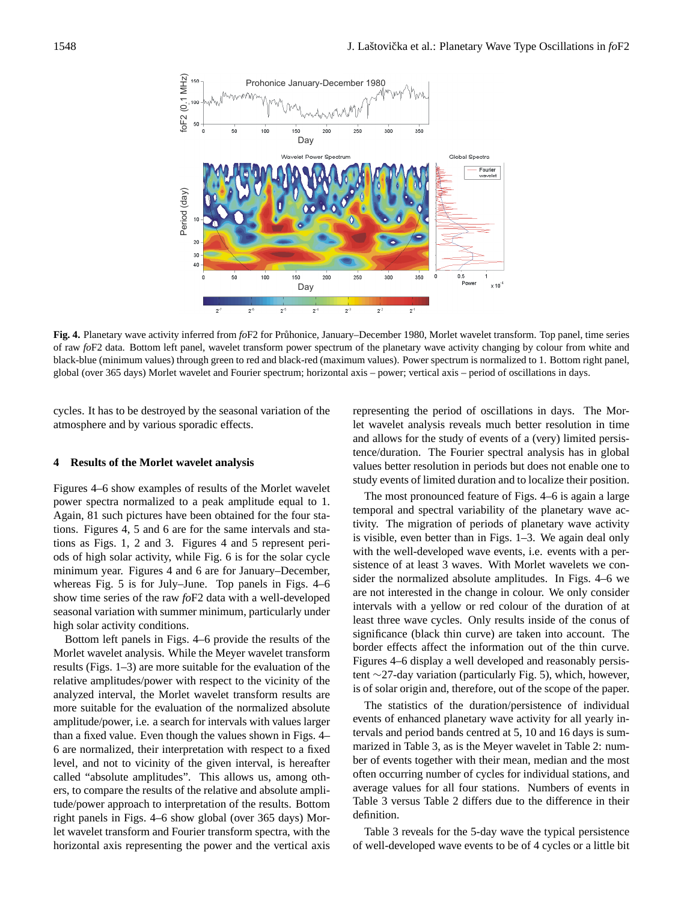**Fig. 4.** Planetary wave activity inferred from *fo*F2 for Průhonice, January–December 1980, Morlet wavelet transform. Top panel, time series of raw *fo*F2 data. Bottom left panel, wavelet transform power spectrum of the planetary wave activity changing by colour from white and black-blue (minimum values) through green to red and black-red (maximum values). Power spectrum is normalized to 1. Bottom right panel, global (over 365 days) Morlet wavelet and Fourier spectrum; horizontal axis – power; vertical axis – period of oscillations in days.

cycles. It has to be destroyed by the seasonal variation of the atmosphere and by various sporadic effects.

## 4 Results of the Morlet wavelet analysis

Figures 4–6 show examples of results of the Morlet wavelet power spectra normalized to a peak amplitude equal to 1. Again, 81 such pictures have been obtained for the four stations. Figures 4, 5 and 6 are for the same intervals and stations as Figs. 1, 2 and 3. Figures 4 and 5 represent periods of high solar activity, while Fig. 6 is for the solar cycle minimum year. Figures 4 and 6 are for January–December, whereas Fig. 5 is for July–June. Top panels in Figs. 4–6 show time series of the raw *fo*F2 data with a well-developed seasonal variation with summer minimum, particularly under high solar activity conditions.

Bottom left panels in Figs. 4–6 provide the results of the Morlet wavelet analysis. While the Meyer wavelet transform results (Figs. 1–3) are more suitable for the evaluation of the relative amplitudes/power with respect to the vicinity of the analyzed interval, the Morlet wavelet transform results are more suitable for the evaluation of the normalized absolute amplitude/power, i.e. a search for intervals with values larger than a fixed value. Even though the values shown in Figs. 4–6 are normalized, their interpretation with respect to a fixed level, and not to vicinity of the given interval, is hereafter called "absolute amplitudes". This allows us, among others, to compare the results of the relative and absolute amplitude/power approach to interpretation of the results. Bottom right panels in Figs. 4–6 show global (over 365 days) Morlet wavelet transform and Fourier transform spectra, with the horizontal axis representing the power and the vertical axis representing the period of oscillations in days. The Morlet wavelet analysis reveals much better resolution in time and allows for the study of events of a (very) limited persistence/duration. The Fourier spectral analysis has in global values better resolution in periods but does not enable one to study events of limited duration and to localize their position.

The most pronounced feature of Figs. 4–6 is again a large temporal and spectral variability of the planetary wave activity. The migration of periods of planetary wave activity is visible, even better than in Figs. 1–3. We again deal only with the well-developed wave events, i.e. events with a persistence of at least 3 waves. With Morlet wavelets we consider the normalized absolute amplitudes. In Figs. 4–6 we are not interested in the change in colour. We only consider intervals with a yellow or red colour of the duration of at least three wave cycles. Only results inside of the conus of significance (black thin curve) are taken into account. The border effects affect the information out of the thin curve. Figures 4–6 display a well developed and reasonably persistent ∼27-day variation (particularly Fig. 5), which, however, is of solar origin and, therefore, out of the scope of the paper.

The statistics of the duration/persistence of individual events of enhanced planetary wave activity for all yearly intervals and period bands centred at 5, 10 and 16 days is summarized in Table 3, as is the Meyer wavelet in Table 2: number of events together with their mean, median and the most often occurring number of cycles for individual stations, and average values for all four stations. Numbers of events in Table 3 versus Table 2 differs due to the difference in their definition.

Table 3 reveals for the 5-day wave the typical persistence of well-developed wave events to be of 4 cycles or a little bit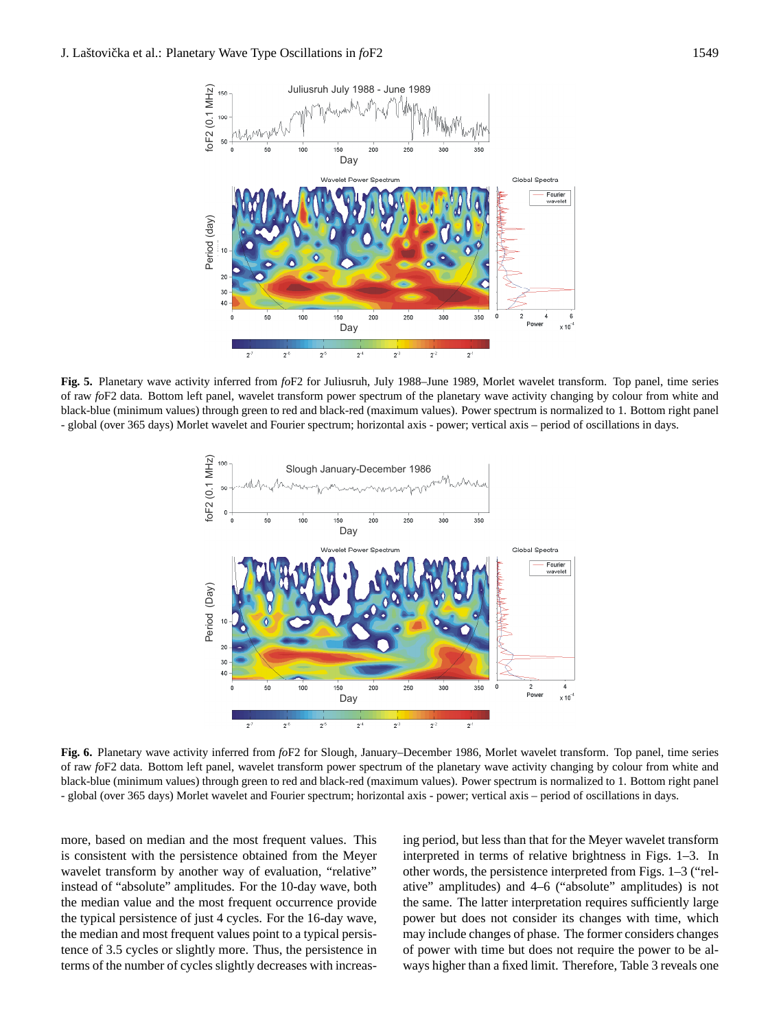**Fig. 5.** Planetary wave activity inferred from *fo*F2 for Juliusruh, July 1988–June 1989, Morlet wavelet transform. Top panel, time series of raw *fo*F2 data. Bottom left panel, wavelet transform power spectrum of the planetary wave activity changing by colour from white and black-blue (minimum values) through green to red and black-red (maximum values). Power spectrum is normalized to 1. Bottom right panel - global (over 365 days) Morlet wavelet and Fourier spectrum; horizontal axis - power; vertical axis – period of oscillations in days.

**Fig. 6.** Planetary wave activity inferred from *fo*F2 for Slough, January–December 1986, Morlet wavelet transform. Top panel, time series of raw *fo*F2 data. Bottom left panel, wavelet transform power spectrum of the planetary wave activity changing by colour from white and black-blue (minimum values) through green to red and black-red (maximum values). Power spectrum is normalized to 1. Bottom right panel - global (over 365 days) Morlet wavelet and Fourier spectrum; horizontal axis - power; vertical axis – period of oscillations in days.

more, based on median and the most frequent values. This is consistent with the persistence obtained from the Meyer wavelet transform by another way of evaluation, "relative" instead of "absolute" amplitudes. For the 10-day wave, both the median value and the most frequent occurrence provide the typical persistence of just 4 cycles. For the 16-day wave, the median and most frequent values point to a typical persistence of 3.5 cycles or slightly more. Thus, the persistence in terms of the number of cycles slightly decreases with increasing period, but less than that for the Meyer wavelet transform interpreted in terms of relative brightness in Figs. 1–3. In other words, the persistence interpreted from Figs. 1–3 ("relative" amplitudes) and 4–6 ("absolute" amplitudes) is not the same. The latter interpretation requires sufficiently large power but does not consider its changes with time, which may include changes of phase. The former considers changes of power with time but does not require the power to be always higher than a fixed limit. Therefore, Table 3 reveals one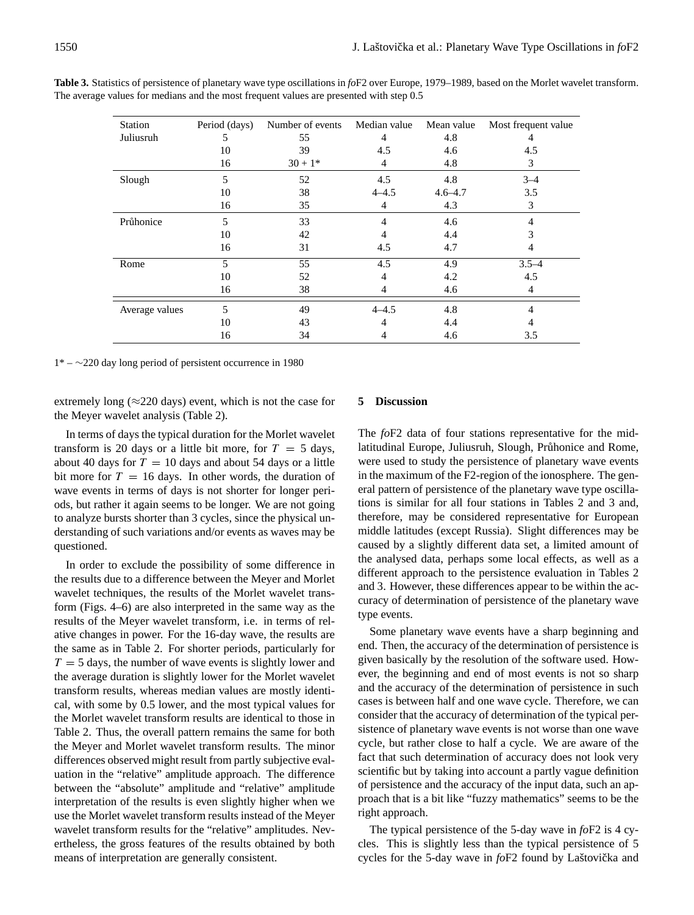**Table 3.** Statistics of persistence of planetary wave type oscillations in *fo*F2 over Europe, 1979–1989, based on the Morlet wavelet transform. The average values for medians and the most frequent values are presented with step 0.5

| Station | Period (days) | Number of events | Median value | Mean value | Most frequent value |
|---|---|---|---|---|---|
| Juliusruh | 5 | 55 | 4 | 4.8 | 4 |
| | 10 | 39 | 4.5 | 4.6 | 4.5 |
| | 16 | 30 + 1* | 4 | 4.8 | 3 |
| Slough | 5 | 52 | 4.5 | 4.8 | 3–4 |
| | 10 | 38 | 4–4.5 | 4.6–4.7 | 3.5 |
| | 16 | 35 | 4 | 4.3 | 3 |
| Průhonice | 5 | 33 | 4 | 4.6 | 4 |
| | 10 | 42 | 4 | 4.4 | 3 |
| | 16 | 31 | 4.5 | 4.7 | 4 |
| Rome | 5 | 55 | 4.5 | 4.9 | 3.5–4 |
| | 10 | 52 | 4 | 4.2 | 4.5 |
| | 16 | 38 | 4 | 4.6 | 4 |
| Average values | 5 | 49 | 4–4.5 | 4.8 | 4 |
| | 10 | 43 | 4 | 4.4 | 4 |
| | 16 | 34 | 4 | 4.6 | 3.5 |

1* – ∼220 day long period of persistent occurrence in 1980

extremely long (≈220 days) event, which is not the case for the Meyer wavelet analysis (Table 2).

In terms of days the typical duration for the Morlet wavelet transform is 20 days or a little bit more, for $T = 5$ days, about 40 days for $T = 10$ days and about 54 days or a little bit more for $T = 16$ days. In other words, the duration of wave events in terms of days is not shorter for longer periods, but rather it again seems to be longer. We are not going to analyze bursts shorter than 3 cycles, since the physical understanding of such variations and/or events as waves may be questioned.

In order to exclude the possibility of some difference in the results due to a difference between the Meyer and Morlet wavelet techniques, the results of the Morlet wavelet transform (Figs. 4–6) are also interpreted in the same way as the results of the Meyer wavelet transform, i.e. in terms of relative changes in power. For the 16-day wave, the results are the same as in Table 2. For shorter periods, particularly for $T = 5$ days, the number of wave events is slightly lower and the average duration is slightly lower for the Morlet wavelet transform results, whereas median values are mostly identical, with some by 0.5 lower, and the most typical values for the Morlet wavelet transform results are identical to those in Table 2. Thus, the overall pattern remains the same for both the Meyer and Morlet wavelet transform results. The minor differences observed might result from partly subjective evaluation in the "relative" amplitude approach. The difference between the "absolute" amplitude and "relative" amplitude interpretation of the results is even slightly higher when we use the Morlet wavelet transform results instead of the Meyer wavelet transform results for the "relative" amplitudes. Nevertheless, the gross features of the results obtained by both means of interpretation are generally consistent.

## 5 Discussion

The *fo*F2 data of four stations representative for the midlatitudinal Europe, Juliusruh, Slough, Průhonice and Rome, were used to study the persistence of planetary wave events in the maximum of the F2-region of the ionosphere. The general pattern of persistence of the planetary wave type oscillations is similar for all four stations in Tables 2 and 3 and, therefore, may be considered representative for European middle latitudes (except Russia). Slight differences may be caused by a slightly different data set, a limited amount of the analysed data, perhaps some local effects, as well as a different approach to the persistence evaluation in Tables 2 and 3. However, these differences appear to be within the accuracy of determination of persistence of the planetary wave type events.

Some planetary wave events have a sharp beginning and end. Then, the accuracy of the determination of persistence is given basically by the resolution of the software used. However, the beginning and end of most events is not so sharp and the accuracy of the determination of persistence in such cases is between half and one wave cycle. Therefore, we can consider that the accuracy of determination of the typical persistence of planetary wave events is not worse than one wave cycle, but rather close to half a cycle. We are aware of the fact that such determination of accuracy does not look very scientific but by taking into account a partly vague definition of persistence and the accuracy of the input data, such an approach that is a bit like "fuzzy mathematics" seems to be the right approach.

The typical persistence of the 5-day wave in *fo*F2 is 4 cycles. This is slightly less than the typical persistence of 5 cycles for the 5-day wave in *fo*F2 found by Laštovička and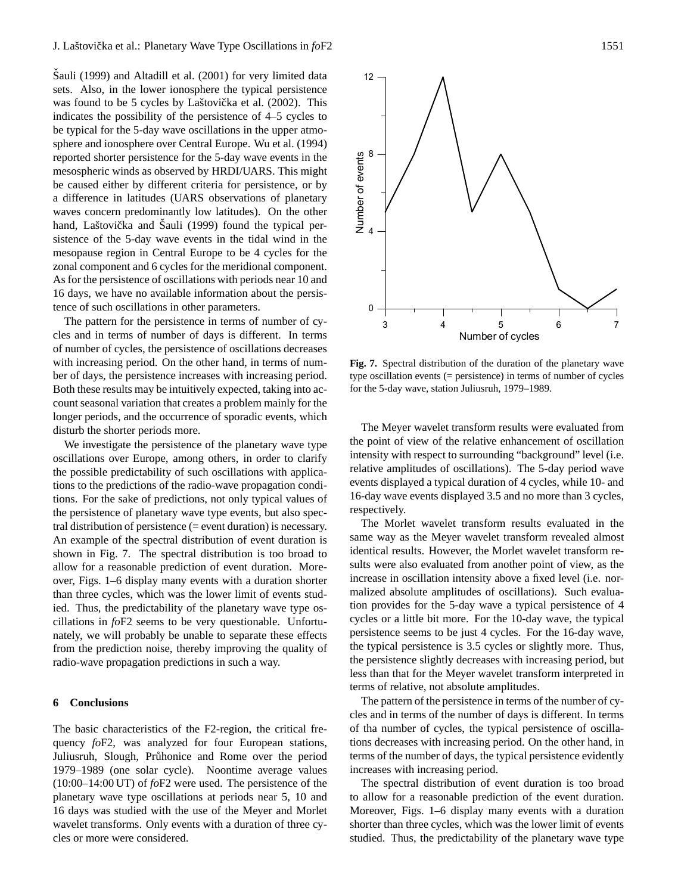Šauli (1999) and Altadill et al. (2001) for very limited data sets. Also, in the lower ionosphere the typical persistence was found to be 5 cycles by Laštovička et al. (2002). This indicates the possibility of the persistence of 4–5 cycles to be typical for the 5-day wave oscillations in the upper atmosphere and ionosphere over Central Europe. Wu et al. (1994) reported shorter persistence for the 5-day wave events in the mesospheric winds as observed by HRDI/UARS. This might be caused either by different criteria for persistence, or by a difference in latitudes (UARS observations of planetary waves concern predominantly low latitudes). On the other hand, Laštovička and Šauli (1999) found the typical persistence of the 5-day wave events in the tidal wind in the mesopause region in Central Europe to be 4 cycles for the zonal component and 6 cycles for the meridional component. As for the persistence of oscillations with periods near 10 and 16 days, we have no available information about the persistence of such oscillations in other parameters.

The pattern for the persistence in terms of number of cycles and in terms of number of days is different. In terms of number of cycles, the persistence of oscillations decreases with increasing period. On the other hand, in terms of number of days, the persistence increases with increasing period. Both these results may be intuitively expected, taking into account seasonal variation that creates a problem mainly for the longer periods, and the occurrence of sporadic events, which disturb the shorter periods more.

We investigate the persistence of the planetary wave type oscillations over Europe, among others, in order to clarify the possible predictability of such oscillations with applications to the predictions of the radio-wave propagation conditions. For the sake of predictions, not only typical values of the persistence of planetary wave type events, but also spectral distribution of persistence (= event duration) is necessary. An example of the spectral distribution of event duration is shown in Fig. 7. The spectral distribution is too broad to allow for a reasonable prediction of event duration. Moreover, Figs. 1–6 display many events with a duration shorter than three cycles, which was the lower limit of events studied. Thus, the predictability of the planetary wave type oscillations in *fo*F2 seems to be very questionable. Unfortunately, we will probably be unable to separate these effects from the prediction noise, thereby improving the quality of radio-wave propagation predictions in such a way.

## 6 Conclusions

The basic characteristics of the F2-region, the critical frequency *fo*F2, was analyzed for four European stations, Juliusruh, Slough, Průhonice and Rome over the period 1979–1989 (one solar cycle). Noontime average values (10:00–14:00 UT) of *fo*F2 were used. The persistence of the planetary wave type oscillations at periods near 5, 10 and 16 days was studied with the use of the Meyer and Morlet wavelet transforms. Only events with a duration of three cycles or more were considered.

**Fig. 7.** Spectral distribution of the duration of the planetary wave type oscillation events (= persistence) in terms of number of cycles for the 5-day wave, station Juliusruh, 1979–1989.

The Meyer wavelet transform results were evaluated from the point of view of the relative enhancement of oscillation intensity with respect to surrounding "background" level (i.e. relative amplitudes of oscillations). The 5-day period wave events displayed a typical duration of 4 cycles, while 10- and 16-day wave events displayed 3.5 and no more than 3 cycles, respectively.

The Morlet wavelet transform results evaluated in the same way as the Meyer wavelet transform revealed almost identical results. However, the Morlet wavelet transform results were also evaluated from another point of view, as the increase in oscillation intensity above a fixed level (i.e. normalized absolute amplitudes of oscillations). Such evaluation provides for the 5-day wave a typical persistence of 4 cycles or a little bit more. For the 10-day wave, the typical persistence seems to be just 4 cycles. For the 16-day wave, the typical persistence is 3.5 cycles or slightly more. Thus, the persistence slightly decreases with increasing period, but less than that for the Meyer wavelet transform interpreted in terms of relative, not absolute amplitudes.

The pattern of the persistence in terms of the number of cycles and in terms of the number of days is different. In terms of tha number of cycles, the typical persistence of oscillations decreases with increasing period. On the other hand, in terms of the number of days, the typical persistence evidently increases with increasing period.

The spectral distribution of event duration is too broad to allow for a reasonable prediction of the event duration. Moreover, Figs. 1–6 display many events with a duration shorter than three cycles, which was the lower limit of events studied. Thus, the predictability of the planetary wave type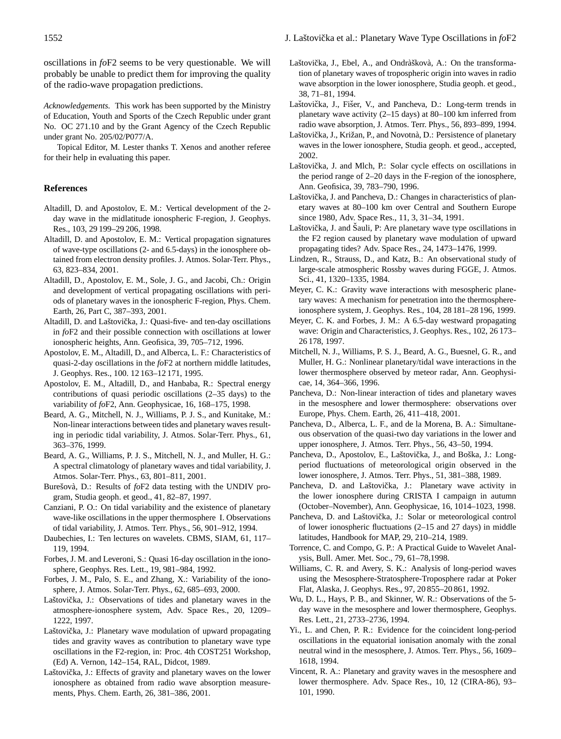oscillations in *fo*F2 seems to be very questionable. We will probably be unable to predict them for improving the quality of the radio-wave propagation predictions.

*Acknowledgements.* This work has been supported by the Ministry of Education, Youth and Sports of the Czech Republic under grant No. OC 271.10 and by the Grant Agency of the Czech Republic under grant No. 205/02/P077/A.

Topical Editor, M. Lester thanks T. Xenos and another referee for their help in evaluating this paper.

## References

Altadill, D. and Apostolov, E. M.: Vertical development of the 2-day wave in the midlatitude ionospheric F-region, J. Geophys. Res., 103, 29 199–29 206, 1998.

Altadill, D. and Apostolov, E. M.: Vertical propagation signatures of wave-type oscillations (2- and 6.5-days) in the ionosphere obtained from electron density profiles. J. Atmos. Solar-Terr. Phys., 63, 823–834, 2001.

Altadill, D., Apostolov, E. M., Sole, J. G., and Jacobi, Ch.: Origin and development of vertical propagating oscillations with periods of planetary waves in the ionospheric F-region, Phys. Chem. Earth, 26, Part C, 387–393, 2001.

Altadill, D. and Laštovička, J.: Quasi-five- and ten-day oscillations in *fo*F2 and their possible connection with oscillations at lower ionospheric heights, Ann. Geofisica, 39, 705–712, 1996.

Apostolov, E. M., Altadill, D., and Alberca, L. F.: Characteristics of quasi-2-day oscillations in the *fo*F2 at northern middle latitudes, J. Geophys. Res., 100. 12 163–12 171, 1995.

Apostolov, E. M., Altadill, D., and Hanbaba, R.: Spectral energy contributions of quasi periodic oscillations (2–35 days) to the variability of *fo*F2, Ann. Geophysicae, 16, 168–175, 1998.

Beard, A. G., Mitchell, N. J., Williams, P. J. S., and Kunitake, M.: Non-linear interactions between tides and planetary waves resulting in periodic tidal variability, J. Atmos. Solar-Terr. Phys., 61, 363–376, 1999.

Beard, A. G., Williams, P. J. S., Mitchell, N. J., and Muller, H. G.: A spectral climatology of planetary waves and tidal variability, J. Atmos. Solar-Terr. Phys., 63, 801–811, 2001.

Burešovà, D.: Results of *fo*F2 data testing with the UNDIV program, Studia geoph. et geod., 41, 82–87, 1997.

Canziani, P. O.: On tidal variability and the existence of planetary wave-like oscillations in the upper thermosphere I. Observations of tidal variability, J. Atmos. Terr. Phys., 56, 901–912, 1994.

Daubechies, I.: Ten lectures on wavelets. CBMS, SIAM, 61, 117–119, 1994.

Forbes, J. M. and Leveroni, S.: Quasi 16-day oscillation in the ionosphere, Geophys. Res. Lett., 19, 981–984, 1992.

Forbes, J. M., Palo, S. E., and Zhang, X.: Variability of the ionosphere, J. Atmos. Solar-Terr. Phys., 62, 685–693, 2000.

Laštovička, J.: Observations of tides and planetary waves in the atmosphere-ionosphere system, Adv. Space Res., 20, 1209–1222, 1997.

Laštovička, J.: Planetary wave modulation of upward propagating tides and gravity waves as contribution to planetary wave type oscillations in the F2-region, in: Proc. 4th COST251 Workshop, (Ed) A. Vernon, 142–154, RAL, Didcot, 1989.

Laštovička, J.: Effects of gravity and planetary waves on the lower ionosphere as obtained from radio wave absorption measurements, Phys. Chem. Earth, 26, 381–386, 2001.

Laštovička, J., Ebel, A., and Ondràšková, A.: On the transformation of planetary waves of tropospheric origin into waves in radio wave absorption in the lower ionosphere, Studia geoph. et geod., 38, 71–81, 1994.

Laštovička, J., Fišer, V., and Pancheva, D.: Long-term trends in planetary wave activity (2–15 days) at 80–100 km inferred from radio wave absorption, J. Atmos. Terr. Phys., 56, 893–899, 1994.

Laštovička, J., Križan, P., and Novotnà, D.: Persistence of planetary waves in the lower ionosphere, Studia geoph. et geod., accepted, 2002.

Laštovička, J. and Mlch, P.: Solar cycle effects on oscillations in the period range of 2–20 days in the F-region of the ionosphere, Ann. Geofisica, 39, 783–790, 1996.

Laštovička, J. and Pancheva, D.: Changes in characteristics of planetary waves at 80–100 km over Central and Southern Europe since 1980, Adv. Space Res., 11, 3, 31–34, 1991.

Laštovička, J. and Šauli, P: Are planetary wave type oscillations in the F2 region caused by planetary wave modulation of upward propagating tides? Adv. Space Res., 24, 1473–1476, 1999.

Lindzen, R., Strauss, D., and Katz, B.: An observational study of large-scale atmospheric Rossby waves during FGGE, J. Atmos. Sci., 41, 1320–1335, 1984.

Meyer, C. K.: Gravity wave interactions with mesospheric planetary waves: A mechanism for penetration into the thermosphere-ionosphere system, J. Geophys. Res., 104, 28 181–28 196, 1999.

Meyer, C. K. and Forbes, J. M.: A 6.5-day westward propagating wave: Origin and Characteristics, J. Geophys. Res., 102, 26 173–26 178, 1997.

Mitchell, N. J., Williams, P. S. J., Beard, A. G., Buesnel, G. R., and Muller, H. G.: Nonlinear planetary/tidal wave interactions in the lower thermosphere observed by meteor radar, Ann. Geophysicae, 14, 364–366, 1996.

Pancheva, D.: Non-linear interaction of tides and planetary waves in the mesosphere and lower thermosphere: observations over Europe, Phys. Chem. Earth, 26, 411–418, 2001.

Pancheva, D., Alberca, L. F., and de la Morena, B. A.: Simultaneous observation of the quasi-two day variations in the lower and upper ionosphere, J. Atmos. Terr. Phys., 56, 43–50, 1994.

Pancheva, D., Apostolov, E., Laštovička, J., and Boška, J.: Long-period fluctuations of meteorological origin observed in the lower ionosphere, J. Atmos. Terr. Phys., 51, 381–388, 1989.

Pancheva, D. and Laštovička, J.: Planetary wave activity in the lower ionosphere during CRISTA I campaign in autumn (October–November), Ann. Geophysicae, 16, 1014–1023, 1998.

Pancheva, D. and Laštovička, J.: Solar or meteorological control of lower ionospheric fluctuations (2–15 and 27 days) in middle latitudes, Handbook for MAP, 29, 210–214, 1989.

Torrence, C. and Compo, G. P.: A Practical Guide to Wavelet Analysis, Bull. Amer. Met. Soc., 79, 61–78,1998.

Williams, C. R. and Avery, S. K.: Analysis of long-period waves using the Mesosphere-Stratosphere-Troposphere radar at Poker Flat, Alaska, J. Geophys. Res., 97, 20 855–20 861, 1992.

Wu, D. L., Hays, P. B., and Skinner, W. R.: Observations of the 5-day wave in the mesosphere and lower thermosphere, Geophys. Res. Lett., 21, 2733–2736, 1994.

Yi., L. and Chen, P. R.: Evidence for the coincident long-period oscillations in the equatorial ionisation anomaly with the zonal neutral wind in the mesosphere, J. Atmos. Terr. Phys., 56, 1609–1618, 1994.

Vincent, R. A.: Planetary and gravity waves in the mesosphere and lower thermosphere. Adv. Space Res., 10, 12 (CIRA-86), 93–101, 1990.